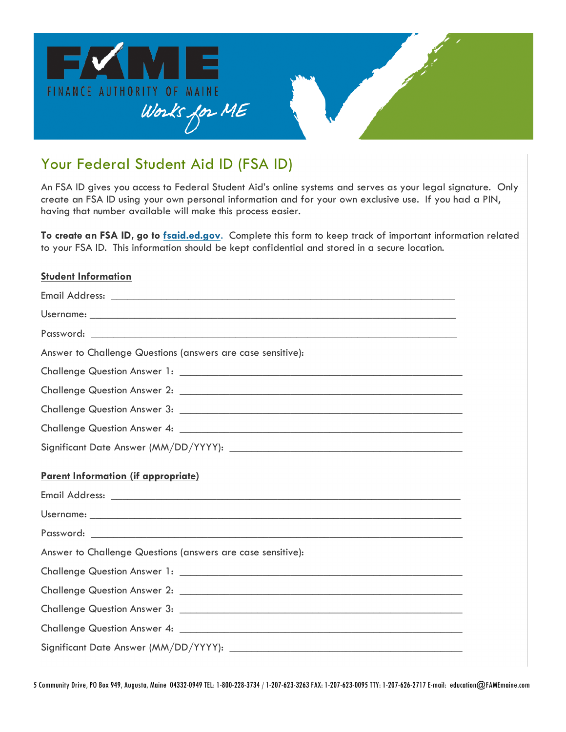FAME

FINANCE AUTHORITY OF MAINE

*Works for ME*

## Your Federal Student Aid ID (FSA ID)

An FSA ID gives you access to Federal Student Aid's online systems and serves as your legal signature. Only create an FSA ID using your own personal information and for your own exclusive use. If you had a PIN, having that number available will make this process easier.

**To create an FSA ID, go to fsaid.ed.gov**. Complete this form to keep track of important information related to your FSA ID. This information should be kept confidential and stored in a secure location.

**Student Information**

Email Address: ________________________________________________________________

Username: ____________________________________________________________________

Password: ____________________________________________________________________

Answer to Challenge Questions (answers are case sensitive):

Challenge Question Answer 1: __________________________________________________

Challenge Question Answer 2: __________________________________________________

Challenge Question Answer 3: __________________________________________________

Challenge Question Answer 4: __________________________________________________

Significant Date Answer (MM/DD/YYYY): ___________________________________________

**Parent Information (if appropriate)**

Email Address: ________________________________________________________________

Username: ____________________________________________________________________

Password: ____________________________________________________________________

Answer to Challenge Questions (answers are case sensitive):

Challenge Question Answer 1: __________________________________________________

Challenge Question Answer 2: __________________________________________________

Challenge Question Answer 3: __________________________________________________

Challenge Question Answer 4: __________________________________________________

Significant Date Answer (MM/DD/YYYY): ___________________________________________

5 Community Drive, PO Box 949, Augusta, Maine 04332-0949 TEL: 1-800-228-3734 / 1-207-623-3263 FAX: 1-207-623-0095 TTY: 1-207-626-2717 E-mail: education@FAMEmaine.com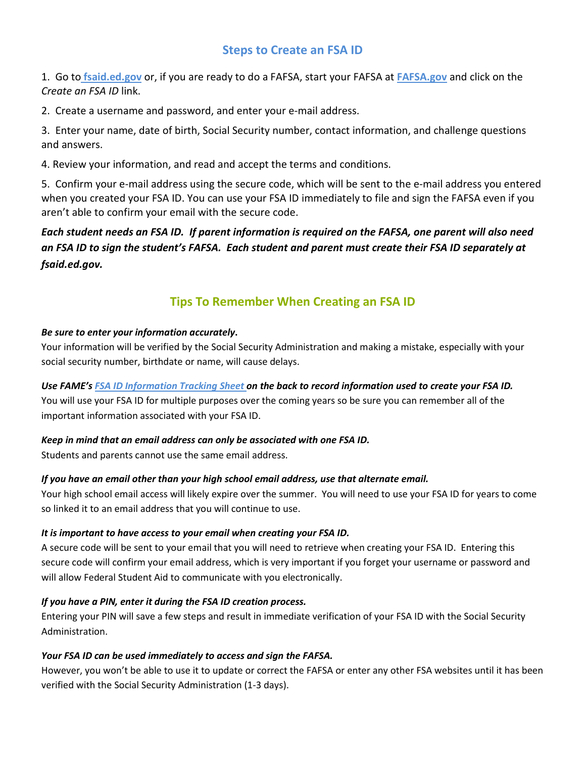## Steps to Create an FSA ID

1. Go to [fsaid.ed.gov](fsaid.ed.gov) or, if you are ready to do a FAFSA, start your FAFSA at [FAFSA.gov](FAFSA.gov) and click on the *Create an FSA ID* link.

2. Create a username and password, and enter your e-mail address.

3. Enter your name, date of birth, Social Security number, contact information, and challenge questions and answers.

4. Review your information, and read and accept the terms and conditions.

5. Confirm your e-mail address using the secure code, which will be sent to the e-mail address you entered when you created your FSA ID. You can use your FSA ID immediately to file and sign the FAFSA even if you aren't able to confirm your email with the secure code.

***Each student needs an FSA ID. If parent information is required on the FAFSA, one parent will also need an FSA ID to sign the student's FAFSA. Each student and parent must create their FSA ID separately at fsaid.ed.gov.***

## Tips To Remember When Creating an FSA ID

***Be sure to enter your information accurately*.**
Your information will be verified by the Social Security Administration and making a mistake, especially with your social security number, birthdate or name, will cause delays.

***Use FAME's FSA ID Information Tracking Sheet on the back to record information used to create your FSA ID.***
You will use your FSA ID for multiple purposes over the coming years so be sure you can remember all of the important information associated with your FSA ID.

***Keep in mind that an email address can only be associated with one FSA ID.***
Students and parents cannot use the same email address.

***If you have an email other than your high school email address, use that alternate email.***
Your high school email access will likely expire over the summer. You will need to use your FSA ID for years to come so linked it to an email address that you will continue to use.

***It is important to have access to your email when creating your FSA ID.***
A secure code will be sent to your email that you will need to retrieve when creating your FSA ID. Entering this secure code will confirm your email address, which is very important if you forget your username or password and will allow Federal Student Aid to communicate with you electronically.

***If you have a PIN, enter it during the FSA ID creation process.***
Entering your PIN will save a few steps and result in immediate verification of your FSA ID with the Social Security Administration.

***Your FSA ID can be used immediately to access and sign the FAFSA.***
However, you won't be able to use it to update or correct the FAFSA or enter any other FSA websites until it has been verified with the Social Security Administration (1-3 days).